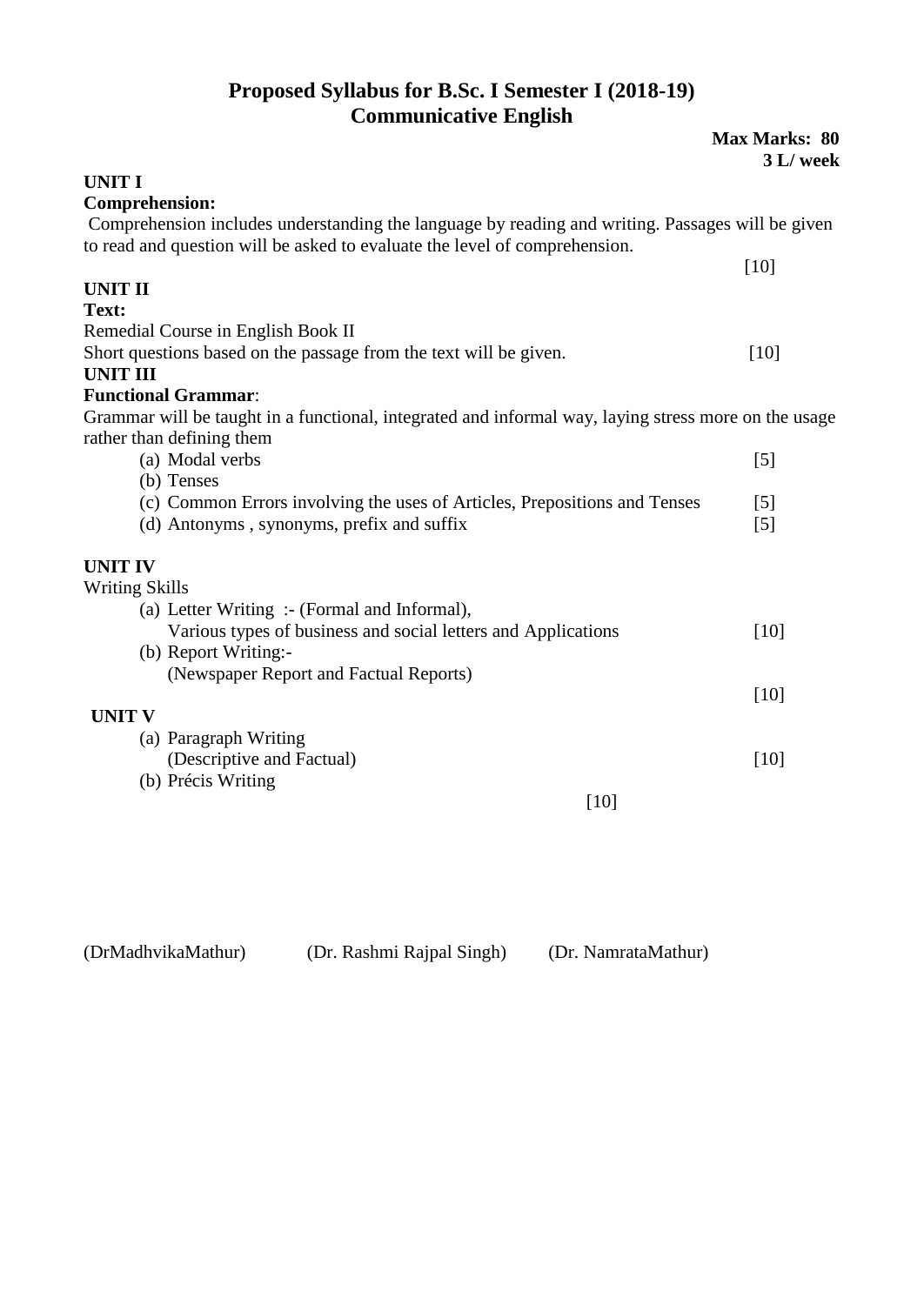# Proposed Syllabus for B.Sc. I Semester I (2018-19)

## Communicative English

**Max Marks: 80**
**3 L/ week**

**UNIT I**

**Comprehension:**

Comprehension includes understanding the language by reading and writing. Passages will be given to read and question will be asked to evaluate the level of comprehension.

[10]

**UNIT II**

**Text:**

Remedial Course in English Book II

Short questions based on the passage from the text will be given. [10]

**UNIT III**

**Functional Grammar**:

Grammar will be taught in a functional, integrated and informal way, laying stress more on the usage rather than defining them

(a) Modal verbs [5]
(b) Tenses
(c) Common Errors involving the uses of Articles, Prepositions and Tenses [5]
(d) Antonyms , synonyms, prefix and suffix [5]

**UNIT IV**

Writing Skills

(a) Letter Writing :- (Formal and Informal),
Various types of business and social letters and Applications [10]
(b) Report Writing:-
(Newspaper Report and Factual Reports)
[10]

**UNIT V**

(a) Paragraph Writing
(Descriptive and Factual) [10]
(b) Précis Writing
[10]

(DrMadhvikaMathur) (Dr. Rashmi Rajpal Singh) (Dr. NamrataMathur)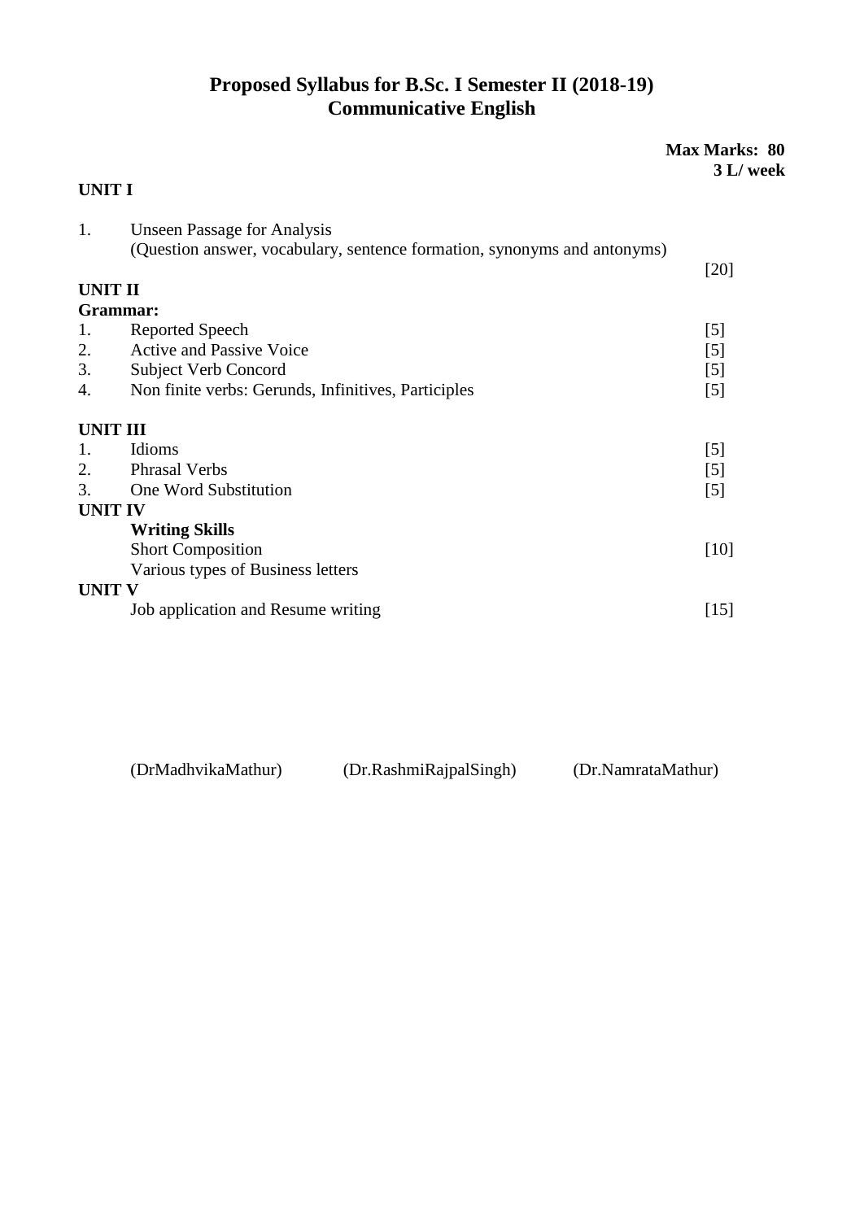# Proposed Syllabus for B.Sc. I Semester II (2018-19)
# Communicative English

**Max Marks: 80**
**3 L/ week**

**UNIT I**

1. Unseen Passage for Analysis
   (Question answer, vocabulary, sentence formation, synonyms and antonyms) [20]

**UNIT II**

**Grammar:**

1. Reported Speech [5]
2. Active and Passive Voice [5]
3. Subject Verb Concord [5]
4. Non finite verbs: Gerunds, Infinitives, Participles [5]

**UNIT III**

1. Idioms [5]
2. Phrasal Verbs [5]
3. One Word Substitution [5]

**UNIT IV**

**Writing Skills**

Short Composition [10]

Various types of Business letters

**UNIT V**

Job application and Resume writing [15]

(DrMadhvikaMathur) (Dr.RashmiRajpalSingh) (Dr.NamrataMathur)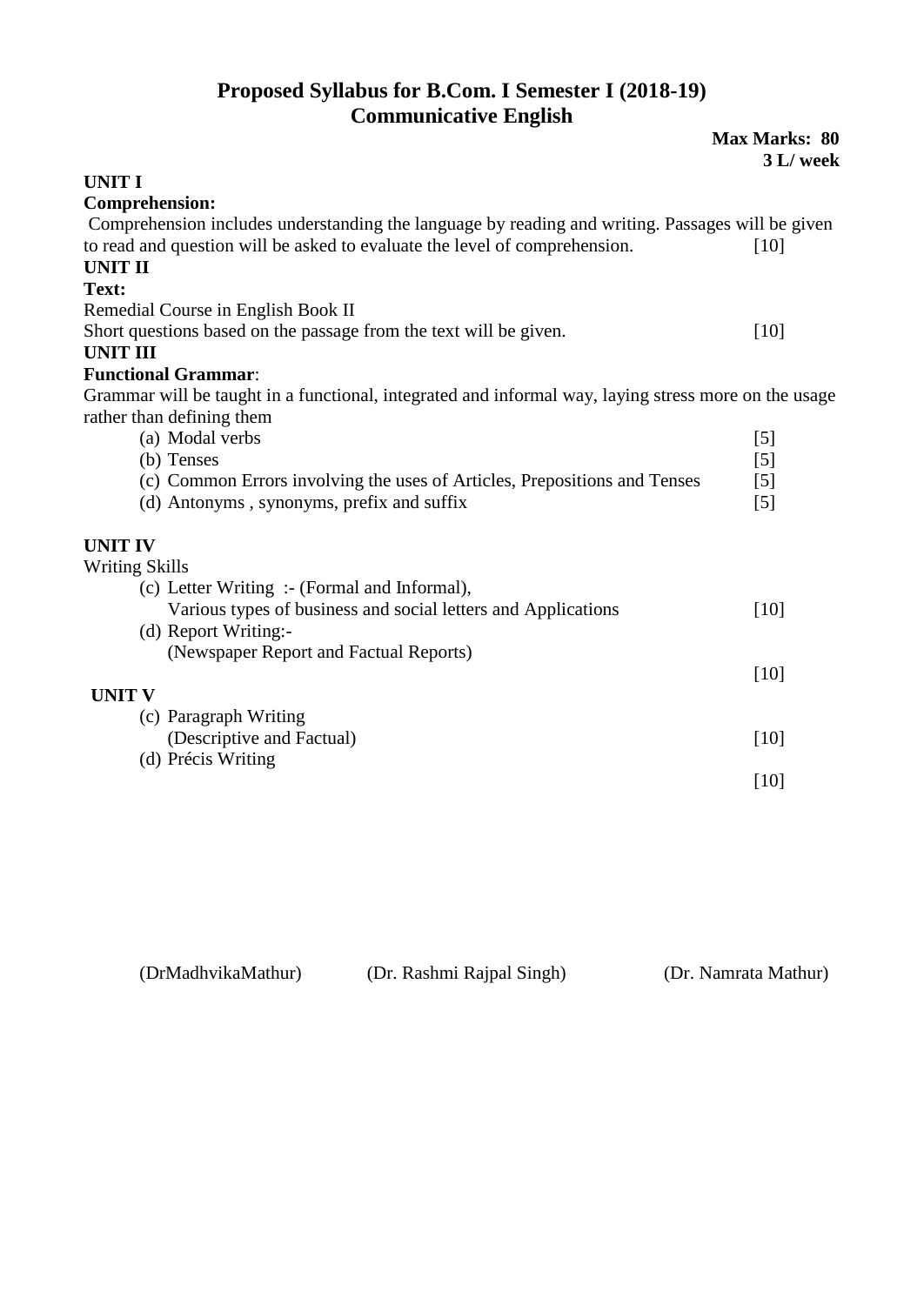# Proposed Syllabus for B.Com. I Semester I (2018-19)
## Communicative English

**Max Marks: 80**
**3 L/ week**

**UNIT I**

**Comprehension:**

Comprehension includes understanding the language by reading and writing. Passages will be given to read and question will be asked to evaluate the level of comprehension. [10]

**UNIT II**

**Text:**

Remedial Course in English Book II

Short questions based on the passage from the text will be given. [10]

**UNIT III**

**Functional Grammar**:

Grammar will be taught in a functional, integrated and informal way, laying stress more on the usage rather than defining them

(a) Modal verbs [5]
(b) Tenses [5]
(c) Common Errors involving the uses of Articles, Prepositions and Tenses [5]
(d) Antonyms , synonyms, prefix and suffix [5]

**UNIT IV**

Writing Skills

(c) Letter Writing :- (Formal and Informal),
Various types of business and social letters and Applications [10]
(d) Report Writing:-
(Newspaper Report and Factual Reports) [10]

**UNIT V**

(c) Paragraph Writing
(Descriptive and Factual) [10]
(d) Précis Writing [10]

(DrMadhvikaMathur) (Dr. Rashmi Rajpal Singh) (Dr. Namrata Mathur)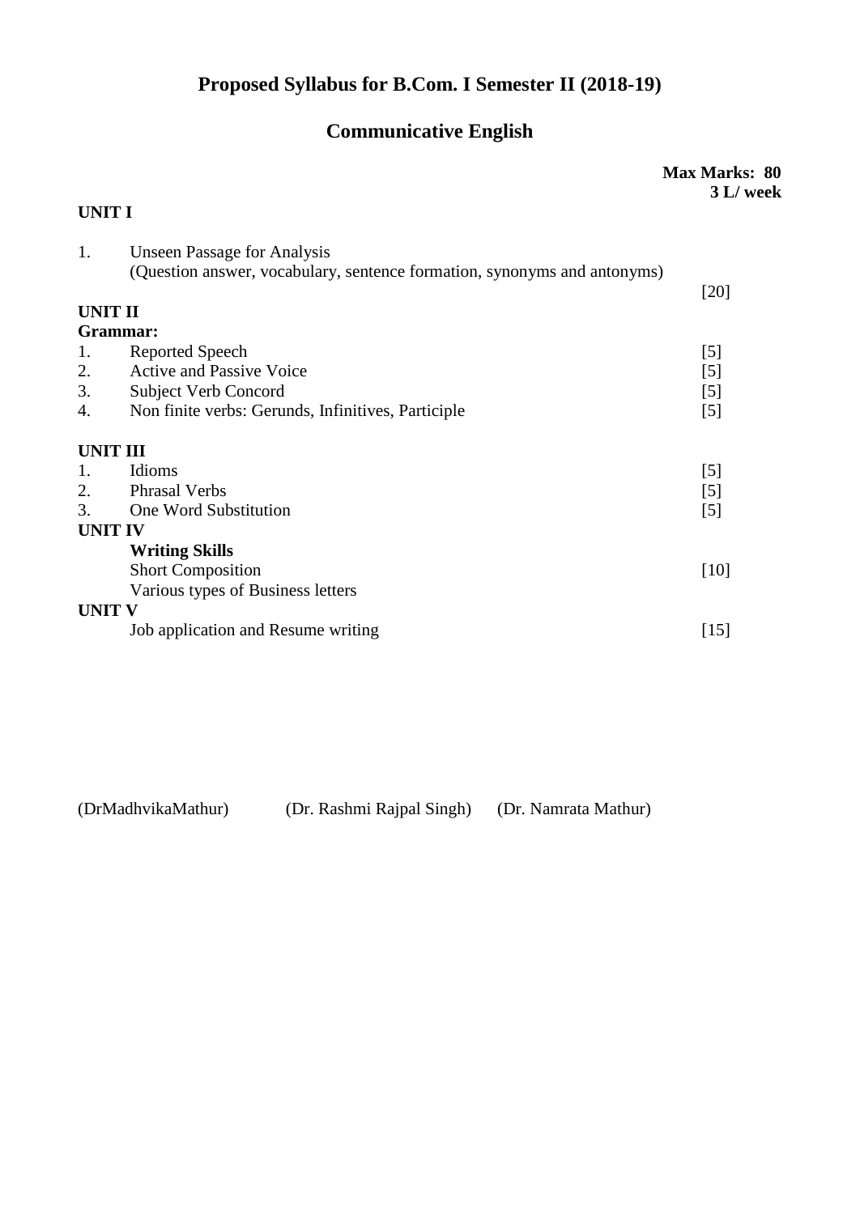# Proposed Syllabus for B.Com. I Semester II (2018-19)

## Communicative English

**Max Marks: 80**
**3 L/ week**

**UNIT I**

1. Unseen Passage for Analysis
   (Question answer, vocabulary, sentence formation, synonyms and antonyms) [20]

**UNIT II**

**Grammar:**

1. Reported Speech [5]
2. Active and Passive Voice [5]
3. Subject Verb Concord [5]
4. Non finite verbs: Gerunds, Infinitives, Participle [5]

**UNIT III**

1. Idioms [5]
2. Phrasal Verbs [5]
3. One Word Substitution [5]

**UNIT IV**

**Writing Skills**

Short Composition [10]

Various types of Business letters

**UNIT V**

Job application and Resume writing [15]

(DrMadhvikaMathur) (Dr. Rashmi Rajpal Singh) (Dr. Namrata Mathur)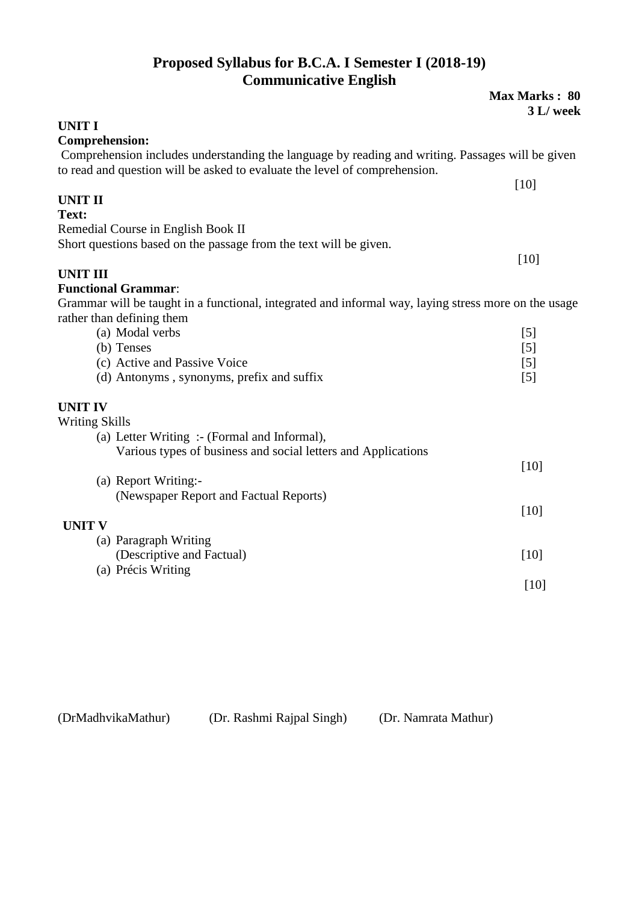# Proposed Syllabus for B.C.A. I Semester I (2018-19)
## Communicative English

**Max Marks : 80**
**3 L/ week**

**UNIT I**

**Comprehension:**

Comprehension includes understanding the language by reading and writing. Passages will be given to read and question will be asked to evaluate the level of comprehension.

[10]

**UNIT II**

**Text:**

Remedial Course in English Book II

Short questions based on the passage from the text will be given.

[10]

**UNIT III**

**Functional Grammar**:

Grammar will be taught in a functional, integrated and informal way, laying stress more on the usage rather than defining them

(a) Modal verbs [5]
(b) Tenses [5]
(c) Active and Passive Voice [5]
(d) Antonyms , synonyms, prefix and suffix [5]

**UNIT IV**

Writing Skills

(a) Letter Writing :- (Formal and Informal),
Various types of business and social letters and Applications

[10]

(a) Report Writing:-
(Newspaper Report and Factual Reports)

[10]

**UNIT V**

(a) Paragraph Writing
(Descriptive and Factual) [10]

(a) Précis Writing

[10]

(DrMadhvikaMathur) (Dr. Rashmi Rajpal Singh) (Dr. Namrata Mathur)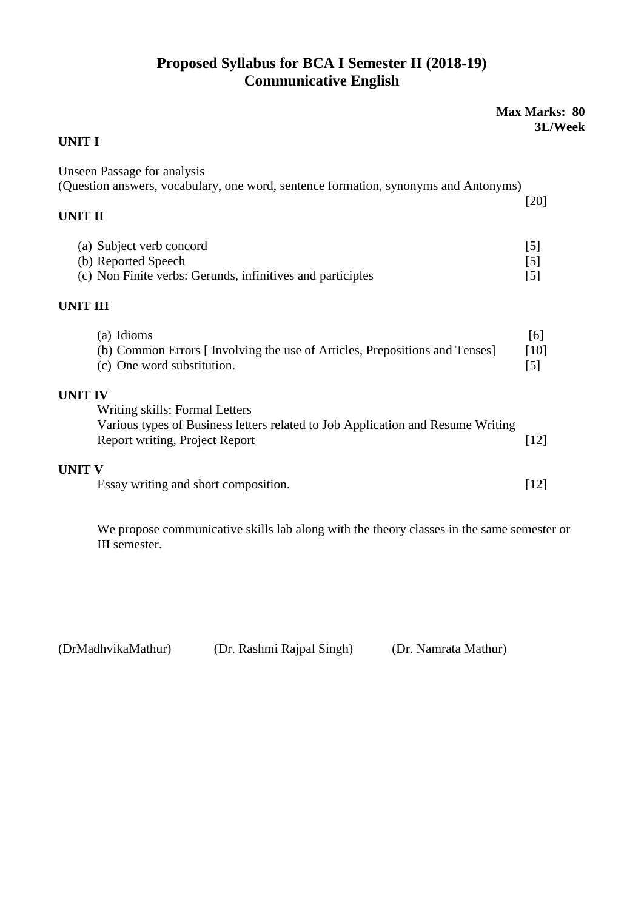# Proposed Syllabus for BCA I Semester II (2018-19)
## Communicative English

**Max Marks: 80**
**3L/Week**

**UNIT I**

Unseen Passage for analysis
(Question answers, vocabulary, one word, sentence formation, synonyms and Antonyms) [20]

**UNIT II**

(a) Subject verb concord [5]
(b) Reported Speech [5]
(c) Non Finite verbs: Gerunds, infinitives and participles [5]

**UNIT III**

(a) Idioms [6]
(b) Common Errors [ Involving the use of Articles, Prepositions and Tenses] [10]
(c) One word substitution. [5]

**UNIT IV**

Writing skills: Formal Letters
Various types of Business letters related to Job Application and Resume Writing
Report writing, Project Report [12]

**UNIT V**

Essay writing and short composition. [12]

We propose communicative skills lab along with the theory classes in the same semester or III semester.

(DrMadhvikaMathur) (Dr. Rashmi Rajpal Singh) (Dr. Namrata Mathur)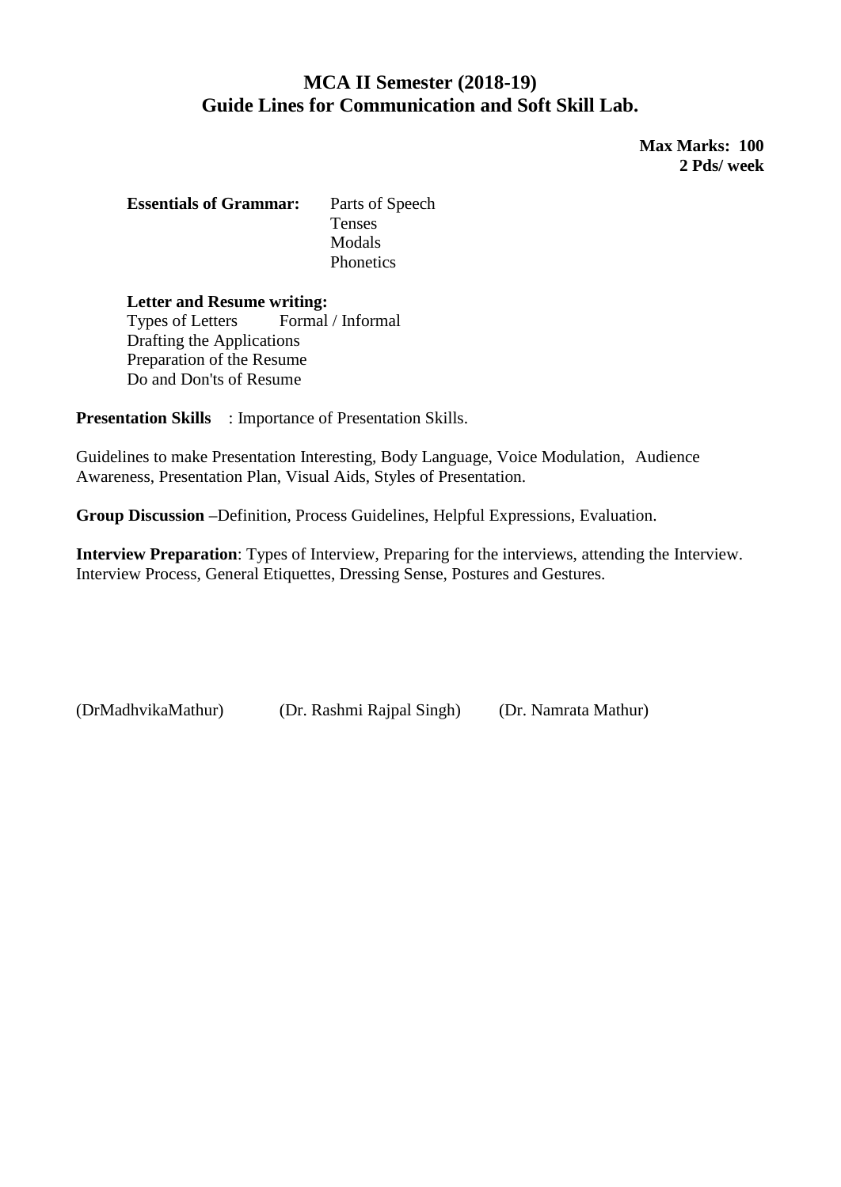# MCA II Semester (2018-19)
## Guide Lines for Communication and Soft Skill Lab.

**Max Marks: 100**
**2 Pds/ week**

**Essentials of Grammar:** Parts of Speech
Tenses
Modals
Phonetics

**Letter and Resume writing:**
Types of Letters Formal / Informal
Drafting the Applications
Preparation of the Resume
Do and Don'ts of Resume

**Presentation Skills** : Importance of Presentation Skills.

Guidelines to make Presentation Interesting, Body Language, Voice Modulation, Audience Awareness, Presentation Plan, Visual Aids, Styles of Presentation.

**Group Discussion –**Definition, Process Guidelines, Helpful Expressions, Evaluation.

**Interview Preparation**: Types of Interview, Preparing for the interviews, attending the Interview. Interview Process, General Etiquettes, Dressing Sense, Postures and Gestures.

(DrMadhvikaMathur) (Dr. Rashmi Rajpal Singh) (Dr. Namrata Mathur)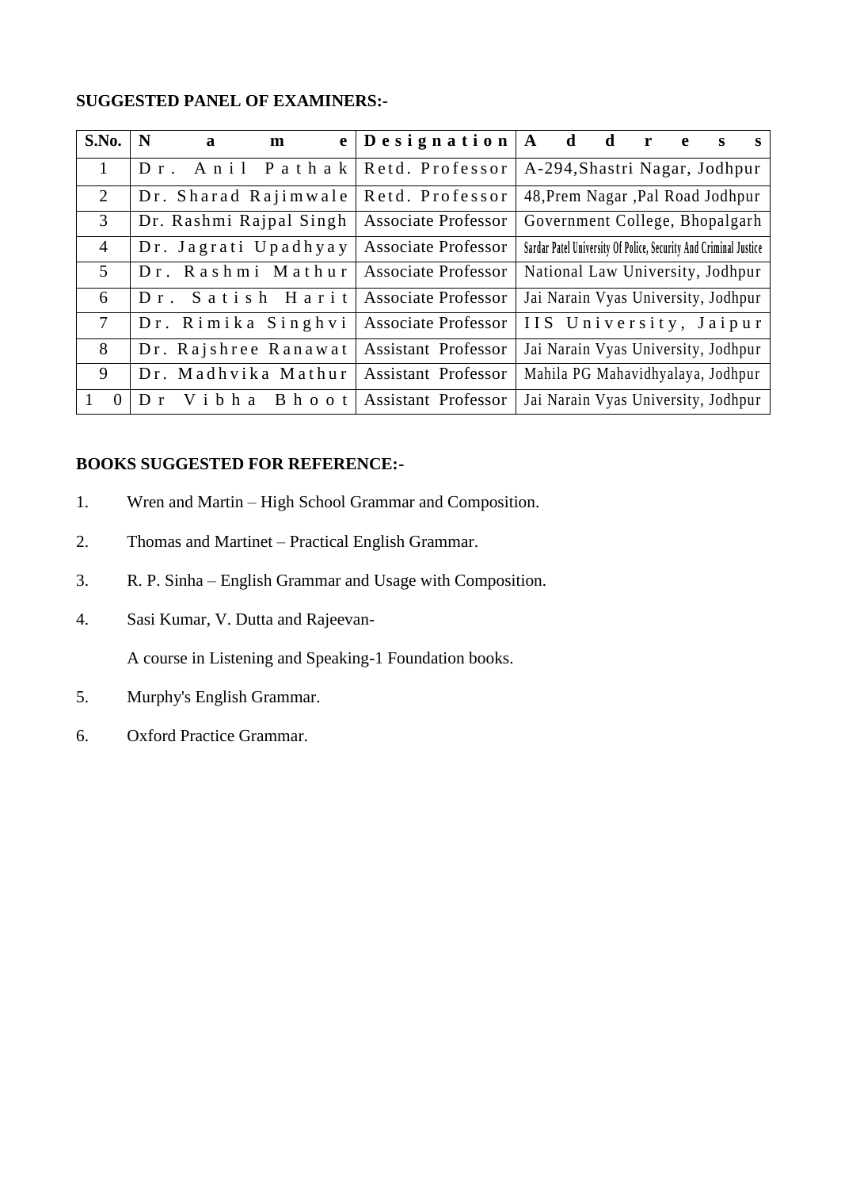**SUGGESTED PANEL OF EXAMINERS:-**

| S.No. | Name | Designation | Address |
|---|---|---|---|
| 1 | Dr. Anil Pathak | Retd. Professor | A-294,Shastri Nagar, Jodhpur |
| 2 | Dr. Sharad Rajimwale | Retd. Professor | 48,Prem Nagar ,Pal Road Jodhpur |
| 3 | Dr. Rashmi Rajpal Singh | Associate Professor | Government College, Bhopalgarh |
| 4 | Dr. Jagrati Upadhyay | Associate Professor | Sardar Patel University Of Police, Security And Criminal Justice |
| 5 | Dr. Rashmi Mathur | Associate Professor | National Law University, Jodhpur |
| 6 | Dr. Satish Harit | Associate Professor | Jai Narain Vyas University, Jodhpur |
| 7 | Dr. Rimika Singhvi | Associate Professor | IIS University, Jaipur |
| 8 | Dr. Rajshree Ranawat | Assistant Professor | Jai Narain Vyas University, Jodhpur |
| 9 | Dr. Madhvika Mathur | Assistant Professor | Mahila PG Mahavidhyalaya, Jodhpur |
| 10 | Dr Vibha Bhoot | Assistant Professor | Jai Narain Vyas University, Jodhpur |

**BOOKS SUGGESTED FOR REFERENCE:-**

1. Wren and Martin – High School Grammar and Composition.
2. Thomas and Martinet – Practical English Grammar.
3. R. P. Sinha – English Grammar and Usage with Composition.
4. Sasi Kumar, V. Dutta and Rajeevan-

   A course in Listening and Speaking-1 Foundation books.
5. Murphy's English Grammar.
6. Oxford Practice Grammar.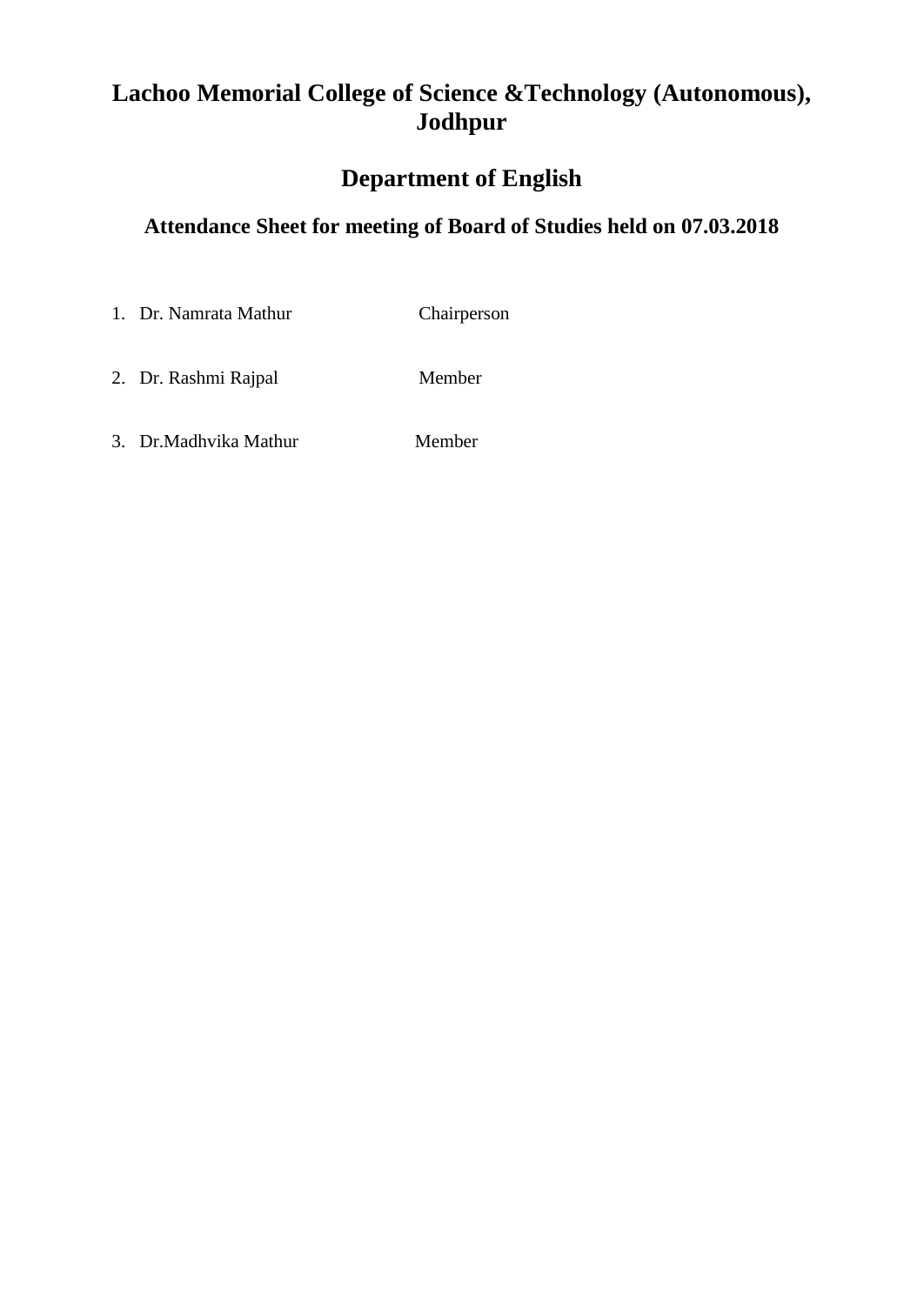# Lachoo Memorial College of Science &Technology (Autonomous), Jodhpur

## Department of English

### Attendance Sheet for meeting of Board of Studies held on 07.03.2018

1. Dr. Namrata Mathur Chairperson

2. Dr. Rashmi Rajpal Member

3. Dr.Madhvika Mathur Member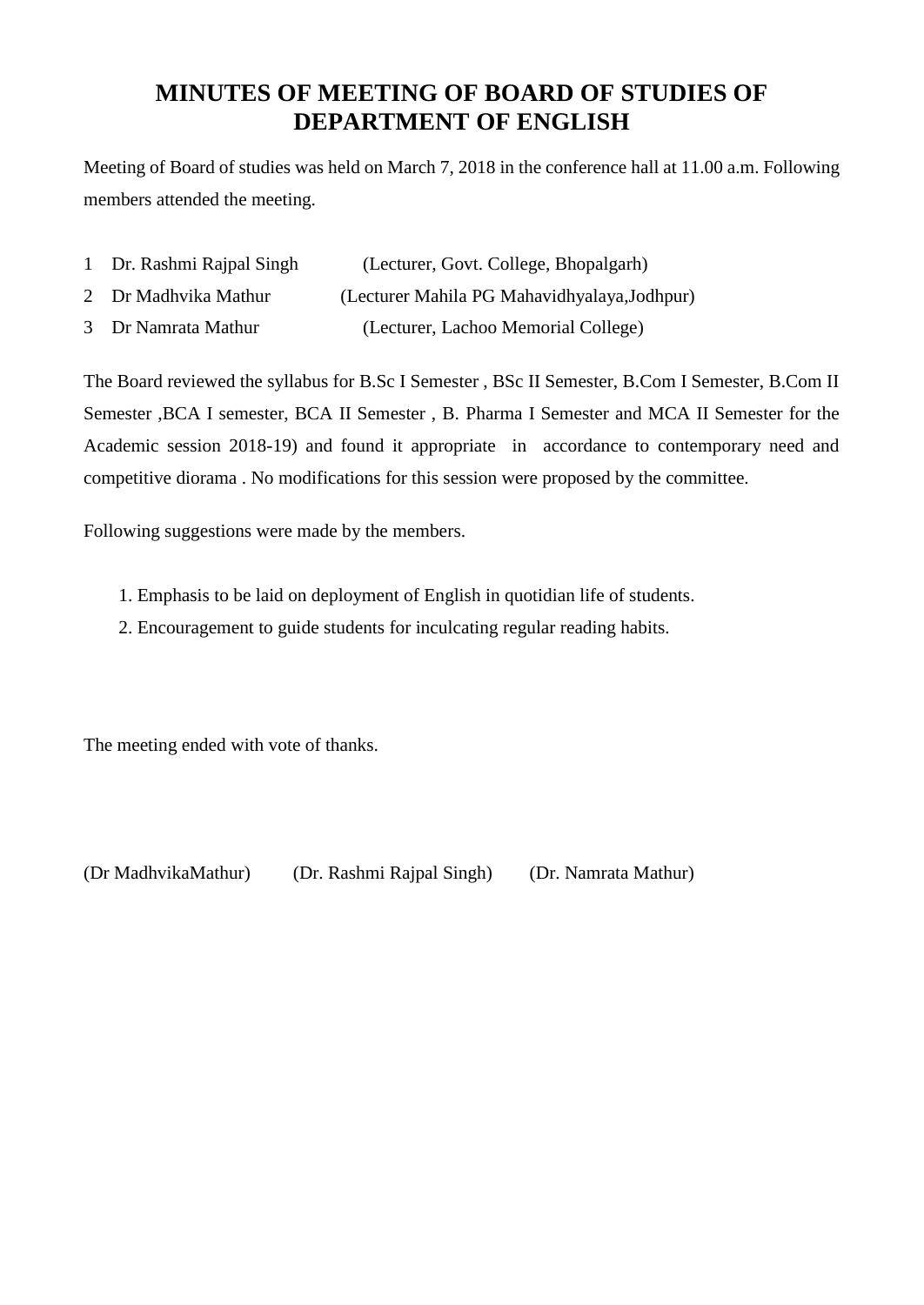# MINUTES OF MEETING OF BOARD OF STUDIES OF DEPARTMENT OF ENGLISH

Meeting of Board of studies was held on March 7, 2018 in the conference hall at 11.00 a.m. Following members attended the meeting.

| | | |
|---|---|---|
| 1 | Dr. Rashmi Rajpal Singh | (Lecturer, Govt. College, Bhopalgarh) |
| 2 | Dr Madhvika Mathur | (Lecturer Mahila PG Mahavidhyalaya,Jodhpur) |
| 3 | Dr Namrata Mathur | (Lecturer, Lachoo Memorial College) |

The Board reviewed the syllabus for B.Sc I Semester , BSc II Semester, B.Com I Semester, B.Com II Semester ,BCA I semester, BCA II Semester , B. Pharma I Semester and MCA II Semester for the Academic session 2018-19) and found it appropriate in accordance to contemporary need and competitive diorama . No modifications for this session were proposed by the committee.

Following suggestions were made by the members.

1. Emphasis to be laid on deployment of English in quotidian life of students.
2. Encouragement to guide students for inculcating regular reading habits.

The meeting ended with vote of thanks.

(Dr MadhvikaMathur) (Dr. Rashmi Rajpal Singh) (Dr. Namrata Mathur)